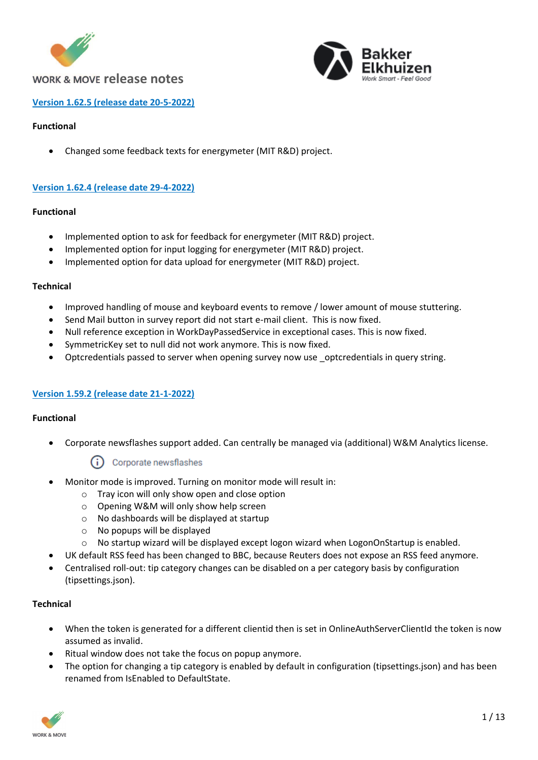# WORK & MOVE release notes

## Version 1.62.5 (release date 20-5-2022)

### Functional

- Changed some feedback texts for energymeter (MIT R&D) project.

## Version 1.62.4 (release date 29-4-2022)

### Functional

- Implemented option to ask for feedback for energymeter (MIT R&D) project.
- Implemented option for input logging for energymeter (MIT R&D) project.
- Implemented option for data upload for energymeter (MIT R&D) project.

### Technical

- Improved handling of mouse and keyboard events to remove / lower amount of mouse stuttering.
- Send Mail button in survey report did not start e-mail client. This is now fixed.
- Null reference exception in WorkDayPassedService in exceptional cases. This is now fixed.
- SymmetricKey set to null did not work anymore. This is now fixed.
- Optcredentials passed to server when opening survey now use _optcredentials in query string.

## Version 1.59.2 (release date 21-1-2022)

### Functional

- Corporate newsflashes support added. Can centrally be managed via (additional) W&M Analytics license.

  Corporate newsflashes

- Monitor mode is improved. Turning on monitor mode will result in:
  - Tray icon will only show open and close option
  - Opening W&M will only show help screen
  - No dashboards will be displayed at startup
  - No popups will be displayed
  - No startup wizard will be displayed except logon wizard when LogonOnStartup is enabled.
- UK default RSS feed has been changed to BBC, because Reuters does not expose an RSS feed anymore.
- Centralised roll-out: tip category changes can be disabled on a per category basis by configuration (tipsettings.json).

### Technical

- When the token is generated for a different clientid then is set in OnlineAuthServerClientId the token is now assumed as invalid.
- Ritual window does not take the focus on popup anymore.
- The option for changing a tip category is enabled by default in configuration (tipsettings.json) and has been renamed from IsEnabled to DefaultState.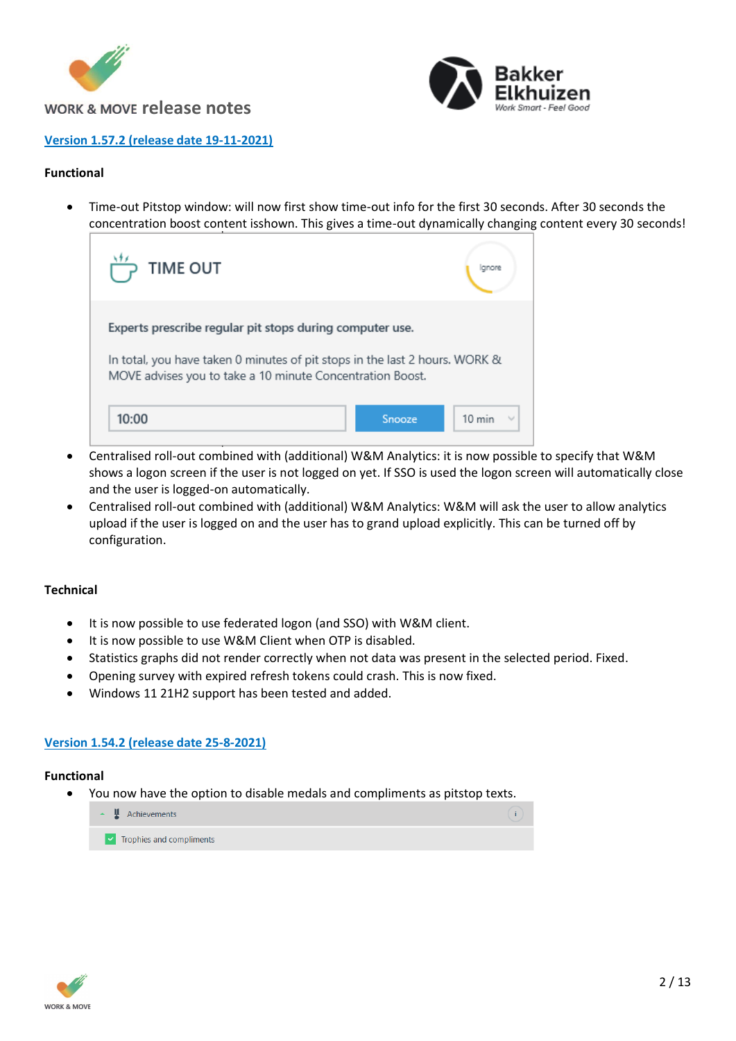# WORK & MOVE release notes

## Version 1.57.2 (release date 19-11-2021)

### Functional

- Time-out Pitstop window: will now first show time-out info for the first 30 seconds. After 30 seconds the concentration boost content isshown. This gives a time-out dynamically changing content every 30 seconds!
- Centralised roll-out combined with (additional) W&M Analytics: it is now possible to specify that W&M shows a logon screen if the user is not logged on yet. If SSO is used the logon screen will automatically close and the user is logged-on automatically.
- Centralised roll-out combined with (additional) W&M Analytics: W&M will ask the user to allow analytics upload if the user is logged on and the user has to grand upload explicitly. This can be turned off by configuration.

### Technical

- It is now possible to use federated logon (and SSO) with W&M client.
- It is now possible to use W&M Client when OTP is disabled.
- Statistics graphs did not render correctly when not data was present in the selected period. Fixed.
- Opening survey with expired refresh tokens could crash. This is now fixed.
- Windows 11 21H2 support has been tested and added.

## Version 1.54.2 (release date 25-8-2021)

### Functional

- You now have the option to disable medals and compliments as pitstop texts.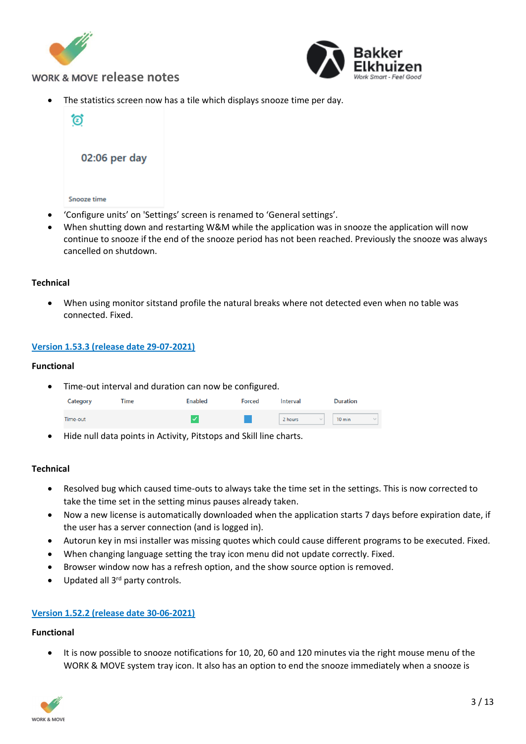- The statistics screen now has a tile which displays snooze time per day.

02:06 per day

Snooze time

- 'Configure units' on 'Settings' screen is renamed to 'General settings'.
- When shutting down and restarting W&M while the application was in snooze the application will now continue to snooze if the end of the snooze period has not been reached. Previously the snooze was always cancelled on shutdown.

**Technical**

- When using monitor sitstand profile the natural breaks where not detected even when no table was connected. Fixed.

## Version 1.53.3 (release date 29-07-2021)

**Functional**

- Time-out interval and duration can now be configured.

| Category | Time | Enabled | Forced | Interval | Duration |
|---|---|---|---|---|---|
| Time-out | | ✓ | ■ | 2 hours | 10 min |

- Hide null data points in Activity, Pitstops and Skill line charts.

**Technical**

- Resolved bug which caused time-outs to always take the time set in the settings. This is now corrected to take the time set in the setting minus pauses already taken.
- Now a new license is automatically downloaded when the application starts 7 days before expiration date, if the user has a server connection (and is logged in).
- Autorun key in msi installer was missing quotes which could cause different programs to be executed. Fixed.
- When changing language setting the tray icon menu did not update correctly. Fixed.
- Browser window now has a refresh option, and the show source option is removed.
- Updated all 3rd party controls.

## Version 1.52.2 (release date 30-06-2021)

**Functional**

- It is now possible to snooze notifications for 10, 20, 60 and 120 minutes via the right mouse menu of the WORK & MOVE system tray icon. It also has an option to end the snooze immediately when a snooze is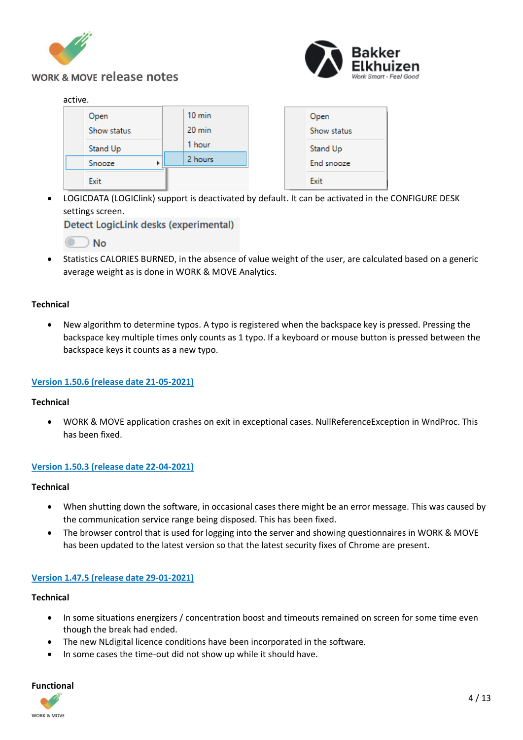active.

Open
Show status
Stand Up
Snooze
Exit

10 min
20 min
1 hour
2 hours

Open
Show status
Stand Up
End snooze
Exit

- LOGICDATA (LOGIClink) support is deactivated by default. It can be activated in the CONFIGURE DESK settings screen.

  Detect LogicLink desks (experimental)

  No

- Statistics CALORIES BURNED, in the absence of value weight of the user, are calculated based on a generic average weight as is done in WORK & MOVE Analytics.

**Technical**

- New algorithm to determine typos. A typo is registered when the backspace key is pressed. Pressing the backspace key multiple times only counts as 1 typo. If a keyboard or mouse button is pressed between the backspace keys it counts as a new typo.

## Version 1.50.6 (release date 21-05-2021)

**Technical**

- WORK & MOVE application crashes on exit in exceptional cases. NullReferenceException in WndProc. This has been fixed.

## Version 1.50.3 (release date 22-04-2021)

**Technical**

- When shutting down the software, in occasional cases there might be an error message. This was caused by the communication service range being disposed. This has been fixed.
- The browser control that is used for logging into the server and showing questionnaires in WORK & MOVE has been updated to the latest version so that the latest security fixes of Chrome are present.

## Version 1.47.5 (release date 29-01-2021)

**Technical**

- In some situations energizers / concentration boost and timeouts remained on screen for some time even though the break had ended.
- The new NLdigital licence conditions have been incorporated in the software.
- In some cases the time-out did not show up while it should have.

**Functional**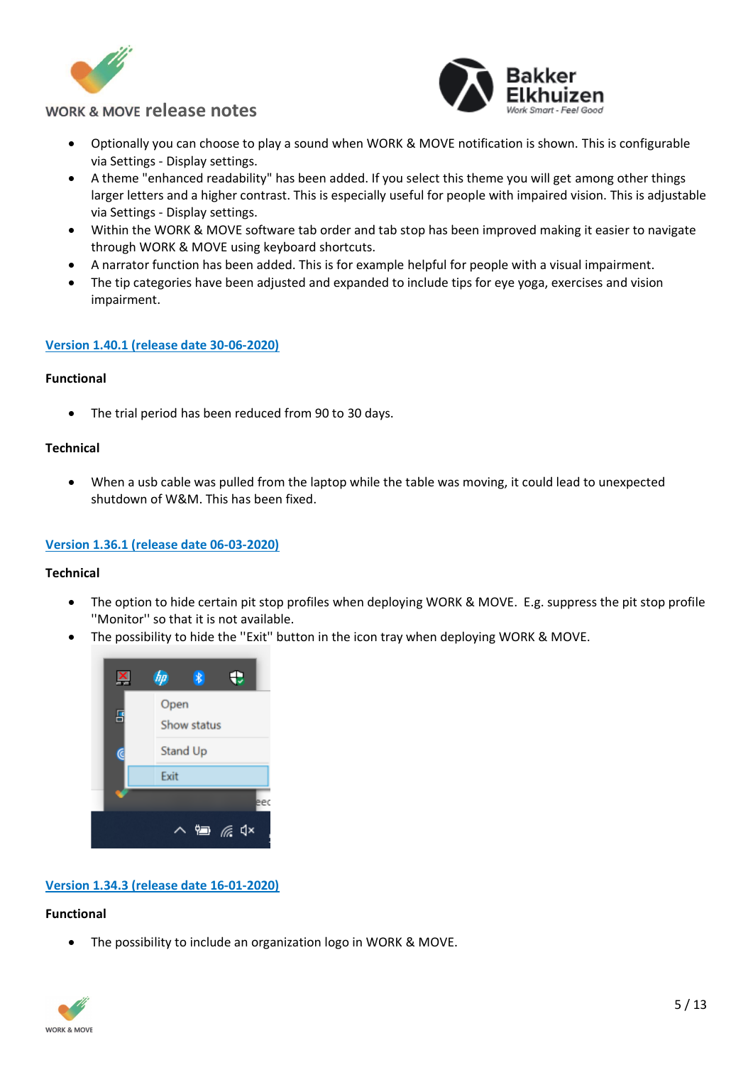- Optionally you can choose to play a sound when WORK & MOVE notification is shown. This is configurable via Settings - Display settings.
- A theme "enhanced readability" has been added. If you select this theme you will get among other things larger letters and a higher contrast. This is especially useful for people with impaired vision. This is adjustable via Settings - Display settings.
- Within the WORK & MOVE software tab order and tab stop has been improved making it easier to navigate through WORK & MOVE using keyboard shortcuts.
- A narrator function has been added. This is for example helpful for people with a visual impairment.
- The tip categories have been adjusted and expanded to include tips for eye yoga, exercises and vision impairment.

## Version 1.40.1 (release date 30-06-2020)

**Functional**

- The trial period has been reduced from 90 to 30 days.

**Technical**

- When a usb cable was pulled from the laptop while the table was moving, it could lead to unexpected shutdown of W&M. This has been fixed.

## Version 1.36.1 (release date 06-03-2020)

**Technical**

- The option to hide certain pit stop profiles when deploying WORK & MOVE. E.g. suppress the pit stop profile ''Monitor'' so that it is not available.
- The possibility to hide the ''Exit'' button in the icon tray when deploying WORK & MOVE.

## Version 1.34.3 (release date 16-01-2020)

**Functional**

- The possibility to include an organization logo in WORK & MOVE.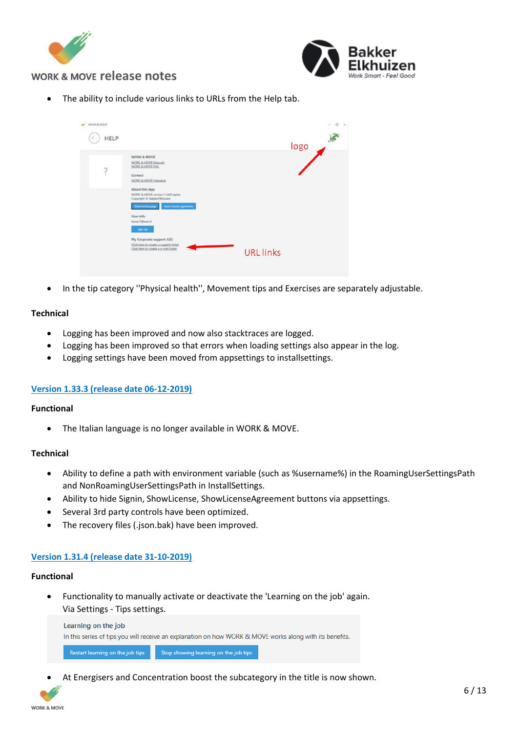- The ability to include various links to URLs from the Help tab.

- In the tip category ''Physical health'', Movement tips and Exercises are separately adjustable.

**Technical**

- Logging has been improved and now also stacktraces are logged.
- Logging has been improved so that errors when loading settings also appear in the log.
- Logging settings have been moved from appsettings to installsettings.

## Version 1.33.3 (release date 06-12-2019)

**Functional**

- The Italian language is no longer available in WORK & MOVE.

**Technical**

- Ability to define a path with environment variable (such as %username%) in the RoamingUserSettingsPath and NonRoamingUserSettingsPath in InstallSettings.
- Ability to hide Signin, ShowLicense, ShowLicenseAgreement buttons via appsettings.
- Several 3rd party controls have been optimized.
- The recovery files (.json.bak) have been improved.

## Version 1.31.4 (release date 31-10-2019)

**Functional**

- Functionality to manually activate or deactivate the 'Learning on the job' again.
  Via Settings - Tips settings.

- At Energisers and Concentration boost the subcategory in the title is now shown.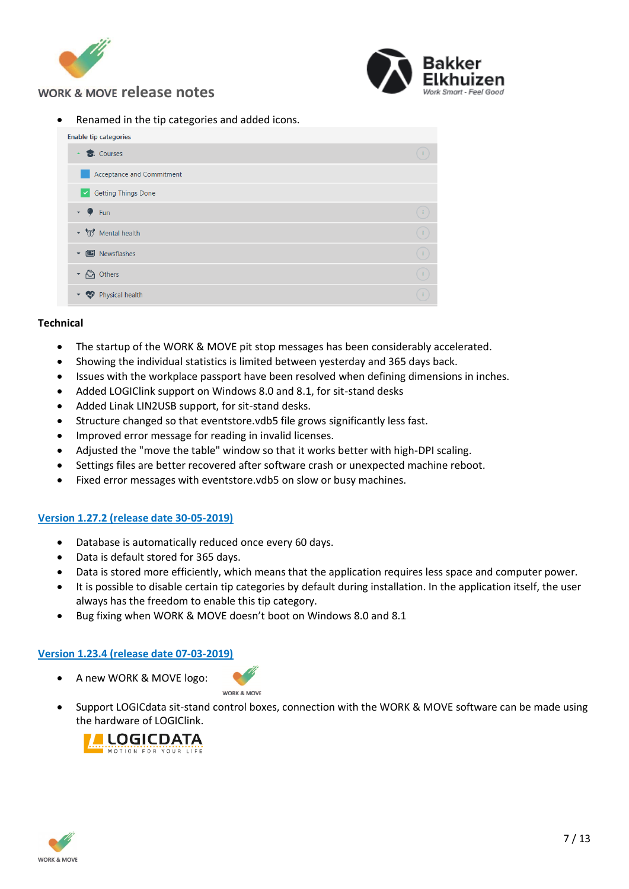- Renamed in the tip categories and added icons.

Enable tip categories

- Courses
  - Acceptance and Commitment
  - Getting Things Done
- Fun
- Mental health
- Newsflashes
- Others
- Physical health

**Technical**

- The startup of the WORK & MOVE pit stop messages has been considerably accelerated.
- Showing the individual statistics is limited between yesterday and 365 days back.
- Issues with the workplace passport have been resolved when defining dimensions in inches.
- Added LOGIClink support on Windows 8.0 and 8.1, for sit-stand desks
- Added Linak LIN2USB support, for sit-stand desks.
- Structure changed so that eventstore.vdb5 file grows significantly less fast.
- Improved error message for reading in invalid licenses.
- Adjusted the "move the table" window so that it works better with high-DPI scaling.
- Settings files are better recovered after software crash or unexpected machine reboot.
- Fixed error messages with eventstore.vdb5 on slow or busy machines.

## Version 1.27.2 (release date 30-05-2019)

- Database is automatically reduced once every 60 days.
- Data is default stored for 365 days.
- Data is stored more efficiently, which means that the application requires less space and computer power.
- It is possible to disable certain tip categories by default during installation. In the application itself, the user always has the freedom to enable this tip category.
- Bug fixing when WORK & MOVE doesn't boot on Windows 8.0 and 8.1

## Version 1.23.4 (release date 07-03-2019)

- A new WORK & MOVE logo:
- Support LOGICdata sit-stand control boxes, connection with the WORK & MOVE software can be made using the hardware of LOGIClink.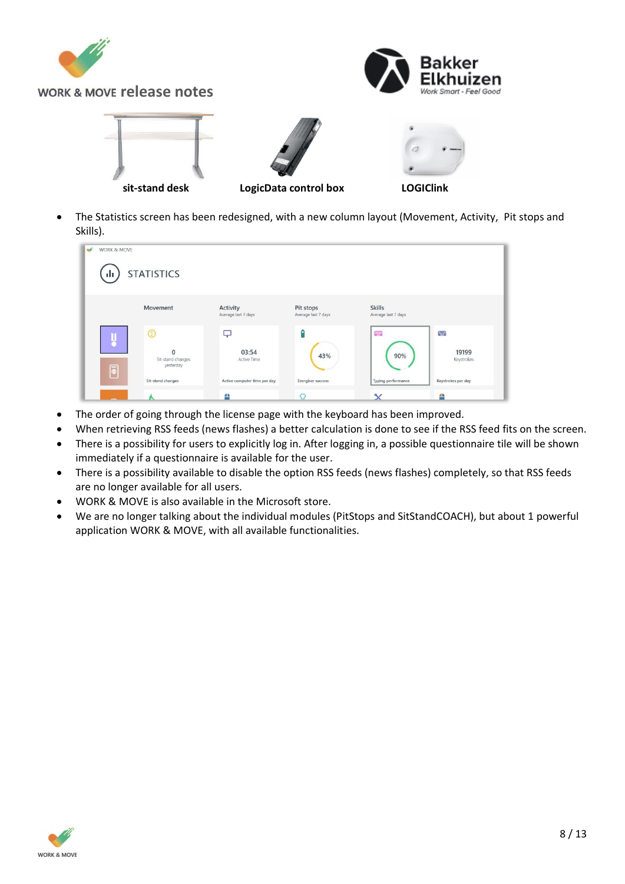WORK & MOVE release notes

sit-stand desk | LogicData control box | LOGIClink

- The Statistics screen has been redesigned, with a new column layout (Movement, Activity, Pit stops and Skills).
- The order of going through the license page with the keyboard has been improved.
- When retrieving RSS feeds (news flashes) a better calculation is done to see if the RSS feed fits on the screen.
- There is a possibility for users to explicitly log in. After logging in, a possible questionnaire tile will be shown immediately if a questionnaire is available for the user.
- There is a possibility available to disable the option RSS feeds (news flashes) completely, so that RSS feeds are no longer available for all users.
- WORK & MOVE is also available in the Microsoft store.
- We are no longer talking about the individual modules (PitStops and SitStandCOACH), but about 1 powerful application WORK & MOVE, with all available functionalities.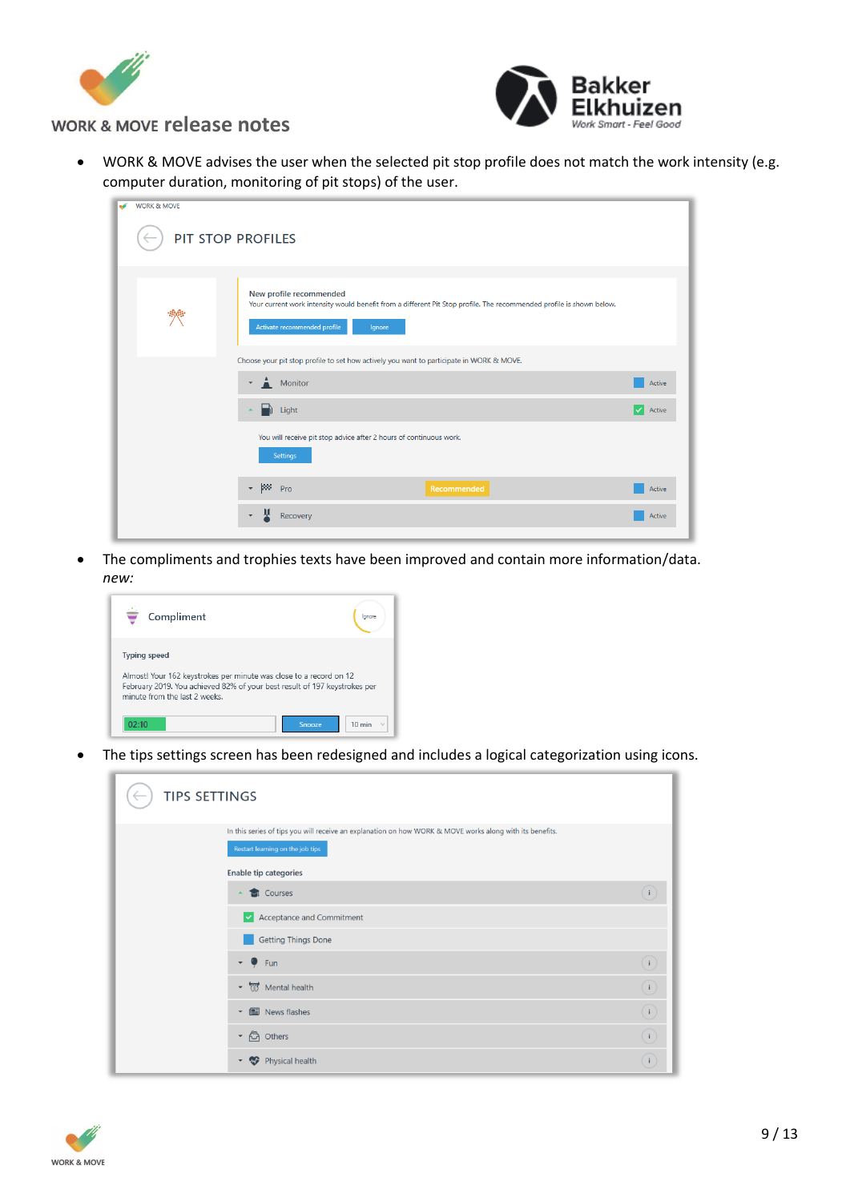- WORK & MOVE advises the user when the selected pit stop profile does not match the work intensity (e.g. computer duration, monitoring of pit stops) of the user.

- The compliments and trophies texts have been improved and contain more information/data. *new:*

- The tips settings screen has been redesigned and includes a logical categorization using icons.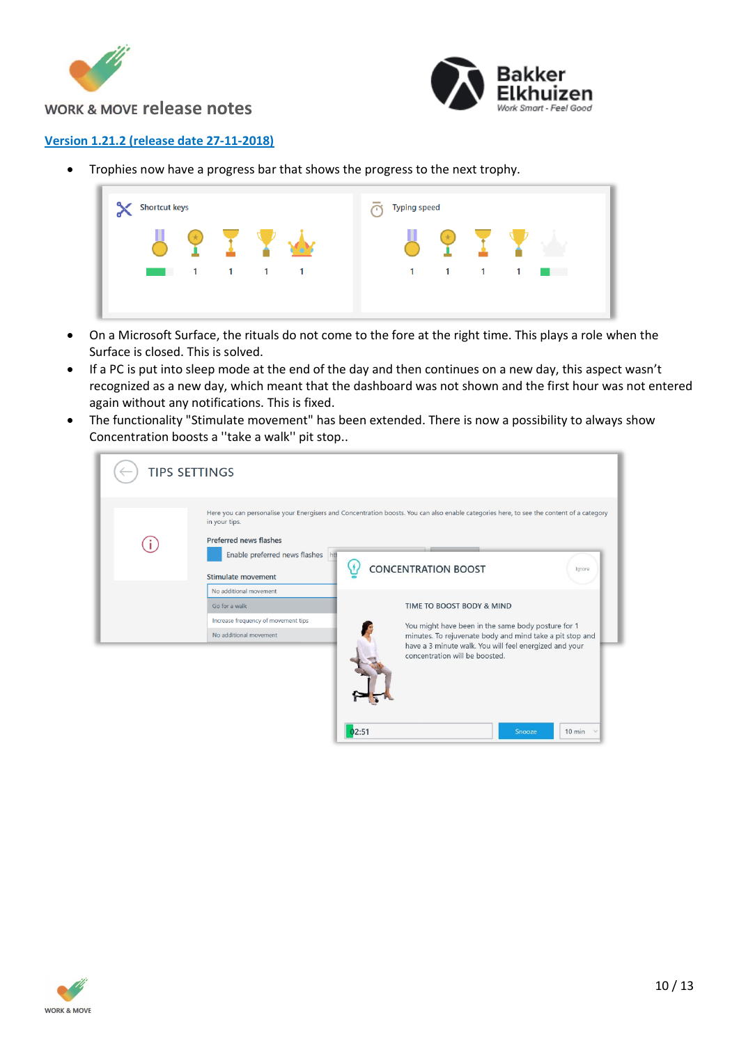## Version 1.21.2 (release date 27-11-2018)

- Trophies now have a progress bar that shows the progress to the next trophy.
- On a Microsoft Surface, the rituals do not come to the fore at the right time. This plays a role when the Surface is closed. This is solved.
- If a PC is put into sleep mode at the end of the day and then continues on a new day, this aspect wasn't recognized as a new day, which meant that the dashboard was not shown and the first hour was not entered again without any notifications. This is fixed.
- The functionality "Stimulate movement" has been extended. There is now a possibility to always show Concentration boosts a ''take a walk'' pit stop..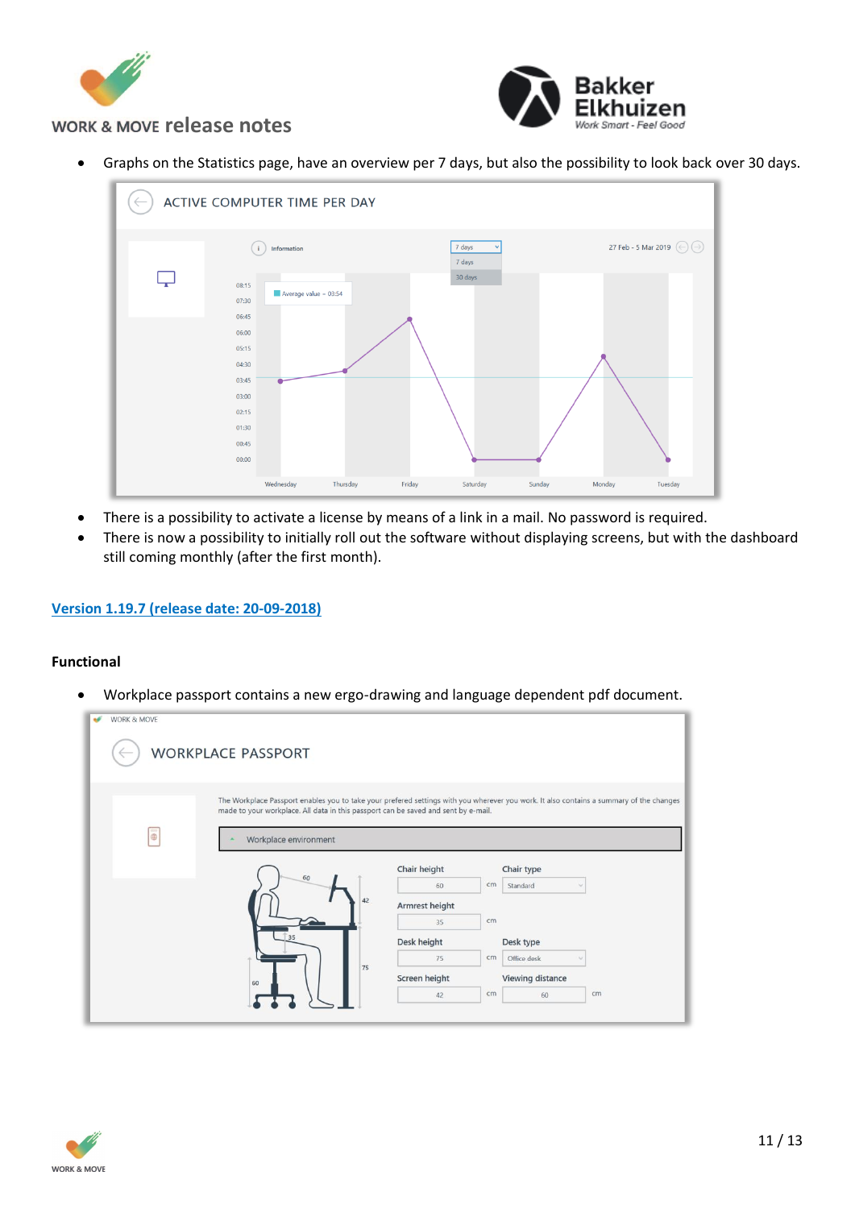- Graphs on the Statistics page, have an overview per 7 days, but also the possibility to look back over 30 days.

- There is a possibility to activate a license by means of a link in a mail. No password is required.
- There is now a possibility to initially roll out the software without displaying screens, but with the dashboard still coming monthly (after the first month).

## Version 1.19.7 (release date: 20-09-2018)

**Functional**

- Workplace passport contains a new ergo-drawing and language dependent pdf document.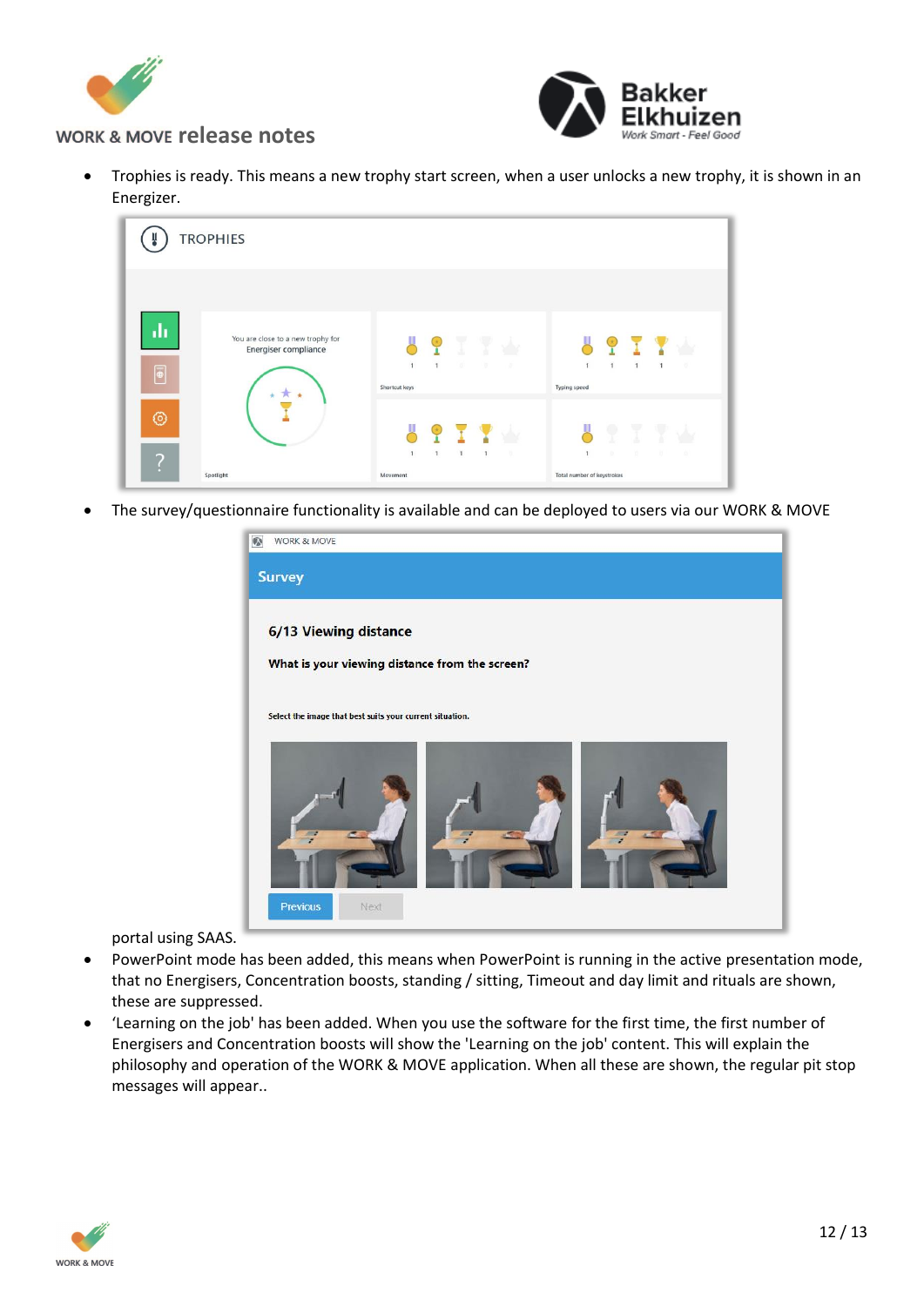- Trophies is ready. This means a new trophy start screen, when a user unlocks a new trophy, it is shown in an Energizer.

- The survey/questionnaire functionality is available and can be deployed to users via our WORK & MOVE portal using SAAS.
- PowerPoint mode has been added, this means when PowerPoint is running in the active presentation mode, that no Energisers, Concentration boosts, standing / sitting, Timeout and day limit and rituals are shown, these are suppressed.
- 'Learning on the job' has been added. When you use the software for the first time, the first number of Energisers and Concentration boosts will show the 'Learning on the job' content. This will explain the philosophy and operation of the WORK & MOVE application. When all these are shown, the regular pit stop messages will appear..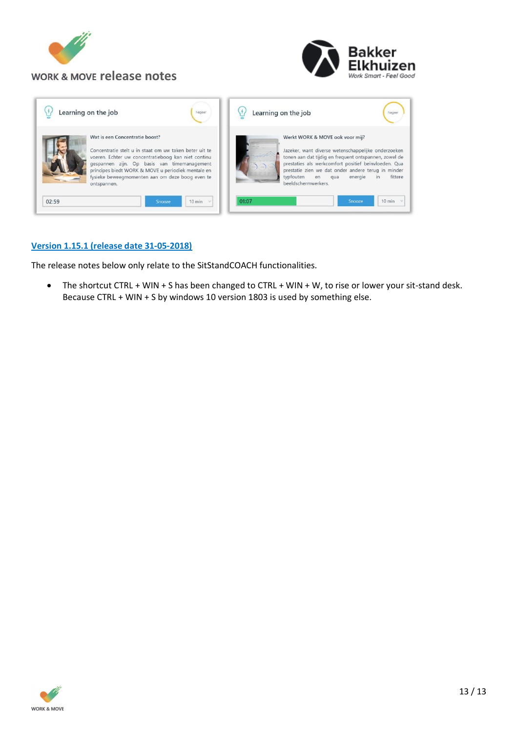## Version 1.15.1 (release date 31-05-2018)

The release notes below only relate to the SitStandCOACH functionalities.

- The shortcut CTRL + WIN + S has been changed to CTRL + WIN + W, to rise or lower your sit-stand desk. Because CTRL + WIN + S by windows 10 version 1803 is used by something else.